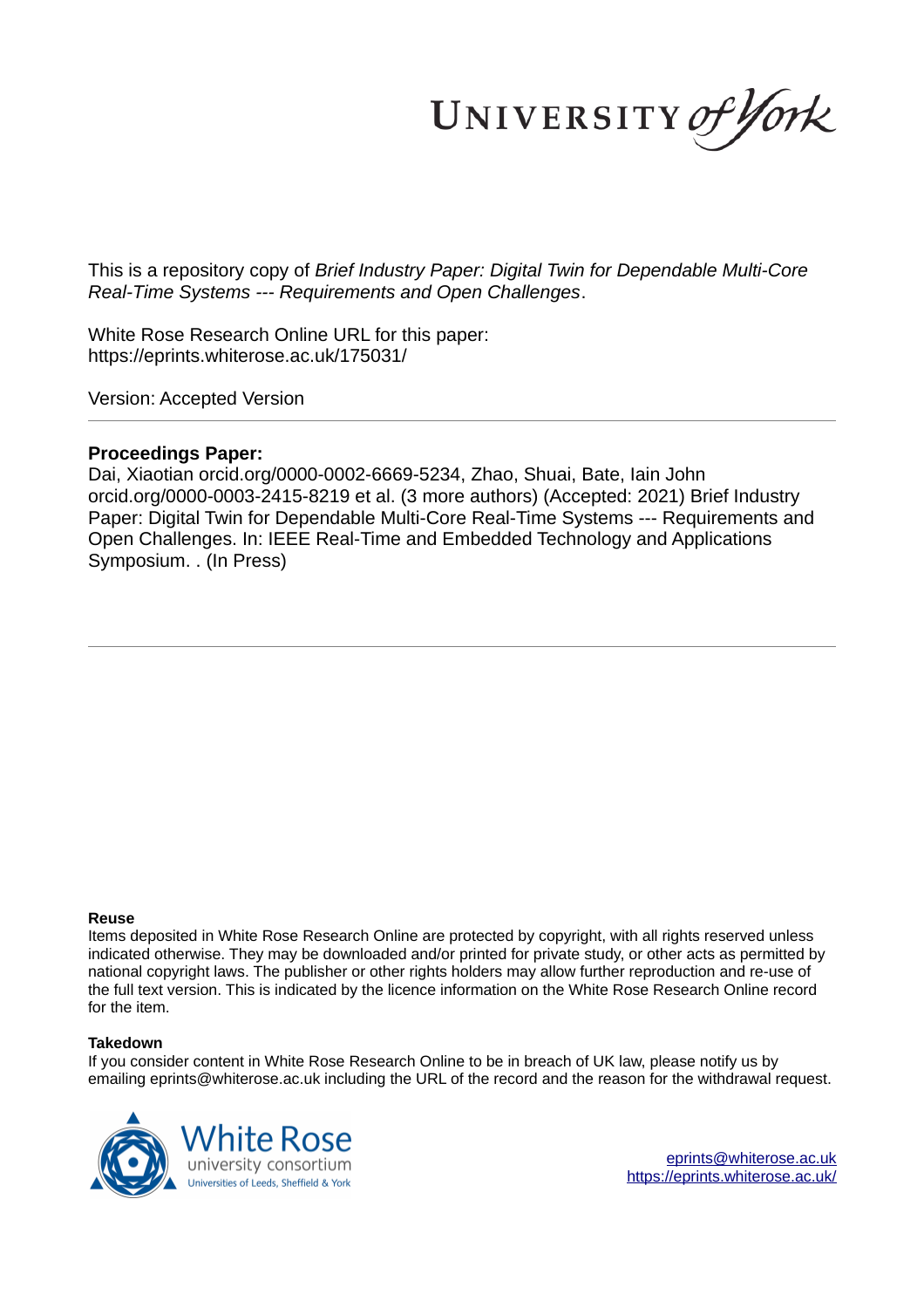This is a repository copy of *Brief Industry Paper: Digital Twin for Dependable Multi-Core Real-Time Systems --- Requirements and Open Challenges*.

White Rose Research Online URL for this paper:
https://eprints.whiterose.ac.uk/175031/

Version: Accepted Version

**Proceedings Paper:**

Dai, Xiaotian orcid.org/0000-0002-6669-5234, Zhao, Shuai, Bate, Iain John orcid.org/0000-0003-2415-8219 et al. (3 more authors) (Accepted: 2021) Brief Industry Paper: Digital Twin for Dependable Multi-Core Real-Time Systems --- Requirements and Open Challenges. In: IEEE Real-Time and Embedded Technology and Applications Symposium. . (In Press)

**Reuse**

Items deposited in White Rose Research Online are protected by copyright, with all rights reserved unless indicated otherwise. They may be downloaded and/or printed for private study, or other acts as permitted by national copyright laws. The publisher or other rights holders may allow further reproduction and re-use of the full text version. This is indicated by the licence information on the White Rose Research Online record for the item.

**Takedown**

If you consider content in White Rose Research Online to be in breach of UK law, please notify us by emailing eprints@whiterose.ac.uk including the URL of the record and the reason for the withdrawal request.

eprints@whiterose.ac.uk
https://eprints.whiterose.ac.uk/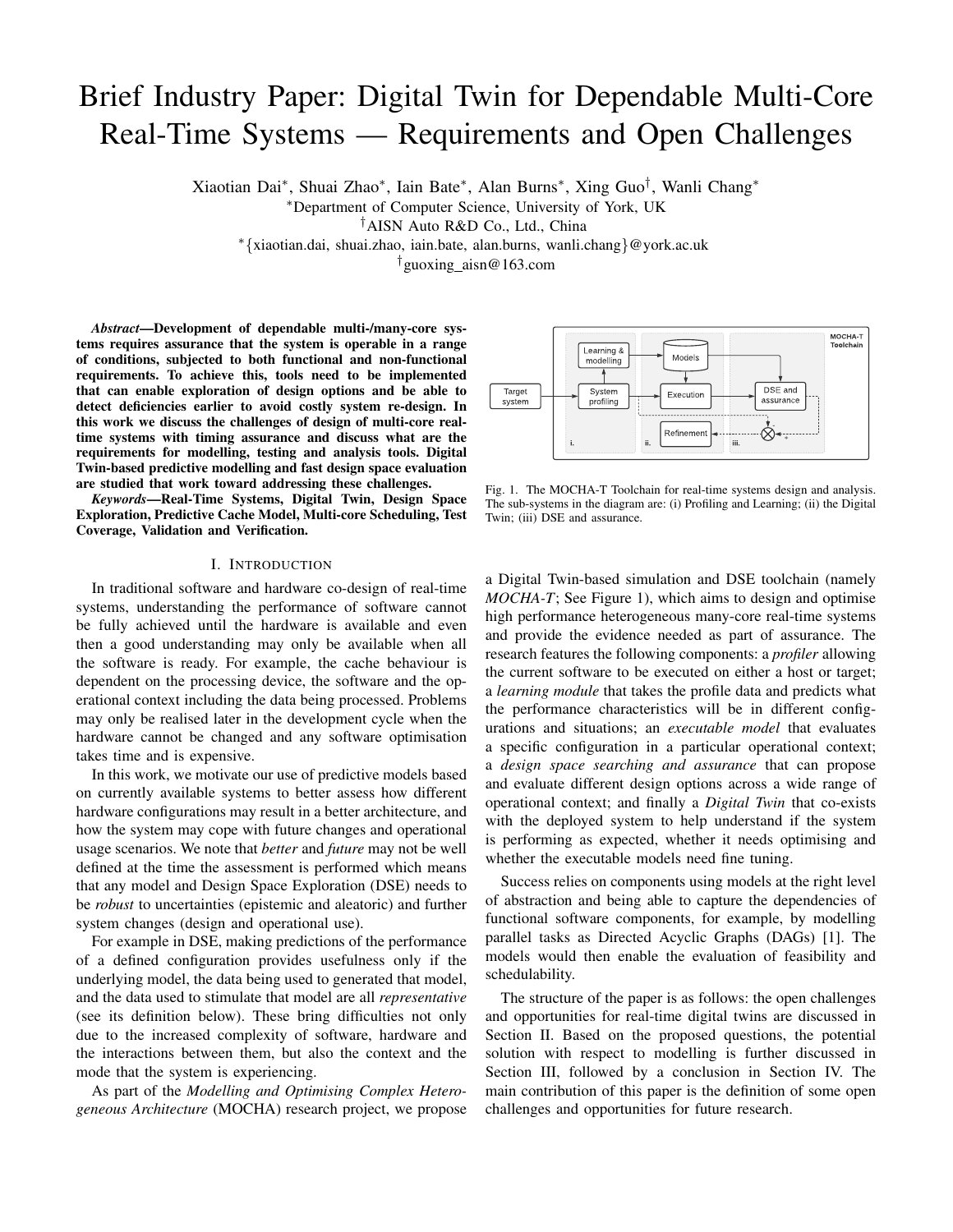# Brief Industry Paper: Digital Twin for Dependable Multi-Core Real-Time Systems — Requirements and Open Challenges

Xiaotian Dai*, Shuai Zhao*, Iain Bate*, Alan Burns*, Xing Guo†, Wanli Chang*

*Department of Computer Science, University of York, UK

†AISN Auto R&D Co., Ltd., China

*{xiaotian.dai, shuai.zhao, iain.bate, alan.burns, wanli.chang}@york.ac.uk

†guoxing_aisn@163.com

***Abstract*—Development of dependable multi-/many-core systems requires assurance that the system is operable in a range of conditions, subjected to both functional and non-functional requirements. To achieve this, tools need to be implemented that can enable exploration of design options and be able to detect deficiencies earlier to avoid costly system re-design. In this work we discuss the challenges of design of multi-core real-time systems with timing assurance and discuss what are the requirements for modelling, testing and analysis tools. Digital Twin-based predictive modelling and fast design space evaluation are studied that work toward addressing these challenges.**

***Keywords*—Real-Time Systems, Digital Twin, Design Space Exploration, Predictive Cache Model, Multi-core Scheduling, Test Coverage, Validation and Verification.**

## I. Introduction

In traditional software and hardware co-design of real-time systems, understanding the performance of software cannot be fully achieved until the hardware is available and even then a good understanding may only be available when all the software is ready. For example, the cache behaviour is dependent on the processing device, the software and the operational context including the data being processed. Problems may only be realised later in the development cycle when the hardware cannot be changed and any software optimisation takes time and is expensive.

In this work, we motivate our use of predictive models based on currently available systems to better assess how different hardware configurations may result in a better architecture, and how the system may cope with future changes and operational usage scenarios. We note that *better* and *future* may not be well defined at the time the assessment is performed which means that any model and Design Space Exploration (DSE) needs to be *robust* to uncertainties (epistemic and aleatoric) and further system changes (design and operational use).

For example in DSE, making predictions of the performance of a defined configuration provides usefulness only if the underlying model, the data being used to generated that model, and the data used to stimulate that model are all *representative* (see its definition below). These bring difficulties not only due to the increased complexity of software, hardware and the interactions between them, but also the context and the mode that the system is experiencing.

As part of the *Modelling and Optimising Complex Heterogeneous Architecture* (MOCHA) research project, we propose a Digital Twin-based simulation and DSE toolchain (namely *MOCHA-T*; See Figure 1), which aims to design and optimise high performance heterogeneous many-core real-time systems and provide the evidence needed as part of assurance. The research features the following components: a *profiler* allowing the current software to be executed on either a host or target; a *learning module* that takes the profile data and predicts what the performance characteristics will be in different configurations and situations; an *executable model* that evaluates a specific configuration in a particular operational context; a *design space searching and assurance* that can propose and evaluate different design options across a wide range of operational context; and finally a *Digital Twin* that co-exists with the deployed system to help understand if the system is performing as expected, whether it needs optimising and whether the executable models need fine tuning.

Fig. 1. The MOCHA-T Toolchain for real-time systems design and analysis. The sub-systems in the diagram are: (i) Profiling and Learning; (ii) the Digital Twin; (iii) DSE and assurance.

Success relies on components using models at the right level of abstraction and being able to capture the dependencies of functional software components, for example, by modelling parallel tasks as Directed Acyclic Graphs (DAGs) [1]. The models would then enable the evaluation of feasibility and schedulability.

The structure of the paper is as follows: the open challenges and opportunities for real-time digital twins are discussed in Section II. Based on the proposed questions, the potential solution with respect to modelling is further discussed in Section III, followed by a conclusion in Section IV. The main contribution of this paper is the definition of some open challenges and opportunities for future research.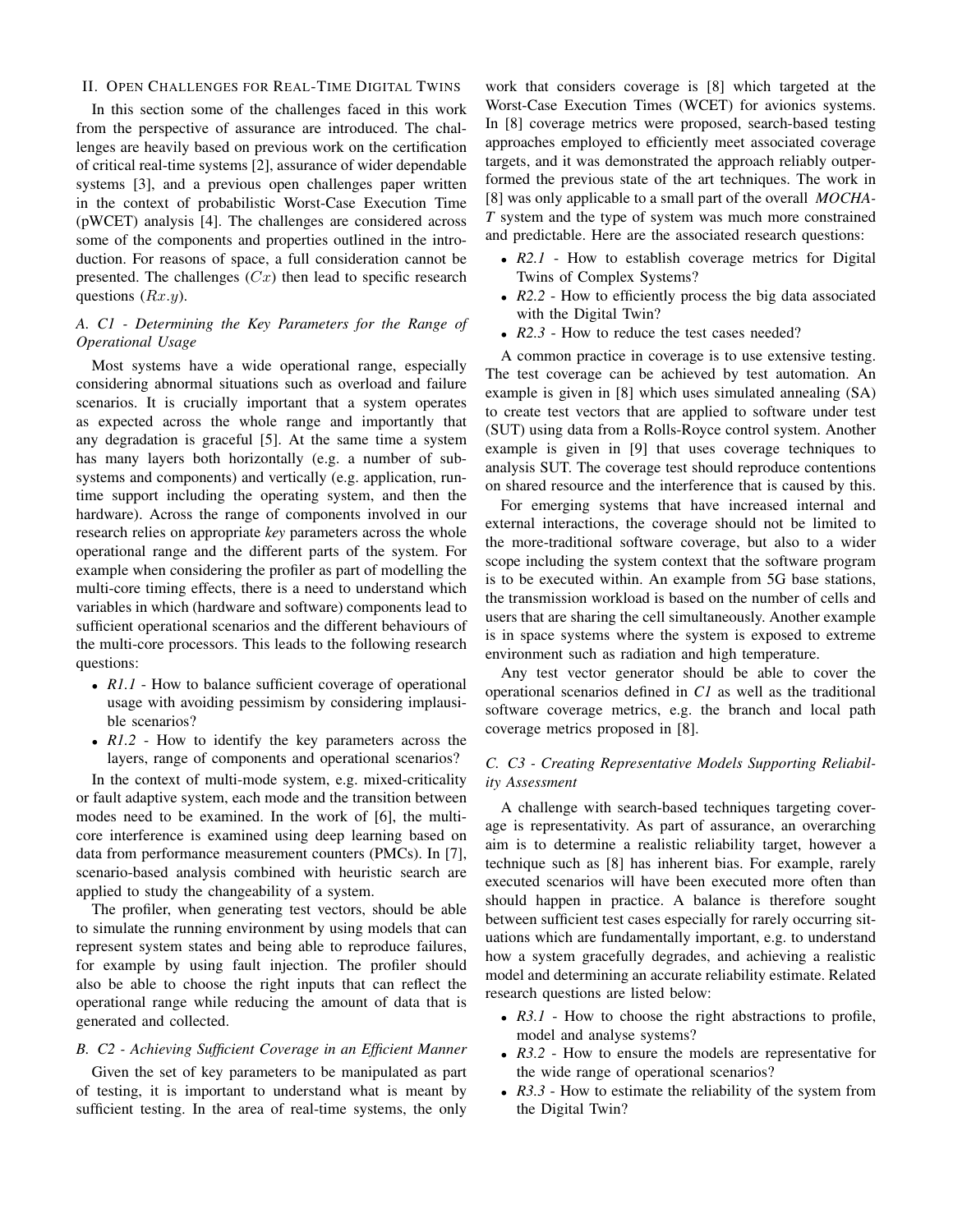## II. Open Challenges for Real-Time Digital Twins

In this section some of the challenges faced in this work from the perspective of assurance are introduced. The challenges are heavily based on previous work on the certification of critical real-time systems [2], assurance of wider dependable systems [3], and a previous open challenges paper written in the context of probabilistic Worst-Case Execution Time (pWCET) analysis [4]. The challenges are considered across some of the components and properties outlined in the introduction. For reasons of space, a full consideration cannot be presented. The challenges ($Cx$) then lead to specific research questions ($Rx.y$).

### A. C1 - Determining the Key Parameters for the Range of Operational Usage

Most systems have a wide operational range, especially considering abnormal situations such as overload and failure scenarios. It is crucially important that a system operates as expected across the whole range and importantly that any degradation is graceful [5]. At the same time a system has many layers both horizontally (e.g. a number of subsystems and components) and vertically (e.g. application, runtime support including the operating system, and then the hardware). Across the range of components involved in our research relies on appropriate *key* parameters across the whole operational range and the different parts of the system. For example when considering the profiler as part of modelling the multi-core timing effects, there is a need to understand which variables in which (hardware and software) components lead to sufficient operational scenarios and the different behaviours of the multi-core processors. This leads to the following research questions:

- *R1.1* - How to balance sufficient coverage of operational usage with avoiding pessimism by considering implausible scenarios?
- *R1.2* - How to identify the key parameters across the layers, range of components and operational scenarios?

In the context of multi-mode system, e.g. mixed-criticality or fault adaptive system, each mode and the transition between modes need to be examined. In the work of [6], the multi-core interference is examined using deep learning based on data from performance measurement counters (PMCs). In [7], scenario-based analysis combined with heuristic search are applied to study the changeability of a system.

The profiler, when generating test vectors, should be able to simulate the running environment by using models that can represent system states and being able to reproduce failures, for example by using fault injection. The profiler should also be able to choose the right inputs that can reflect the operational range while reducing the amount of data that is generated and collected.

### B. C2 - Achieving Sufficient Coverage in an Efficient Manner

Given the set of key parameters to be manipulated as part of testing, it is important to understand what is meant by sufficient testing. In the area of real-time systems, the only work that considers coverage is [8] which targeted at the Worst-Case Execution Times (WCET) for avionics systems. In [8] coverage metrics were proposed, search-based testing approaches employed to efficiently meet associated coverage targets, and it was demonstrated the approach reliably outperformed the previous state of the art techniques. The work in [8] was only applicable to a small part of the overall *MOCHA-T* system and the type of system was much more constrained and predictable. Here are the associated research questions:

- *R2.1* - How to establish coverage metrics for Digital Twins of Complex Systems?
- *R2.2* - How to efficiently process the big data associated with the Digital Twin?
- *R2.3* - How to reduce the test cases needed?

A common practice in coverage is to use extensive testing. The test coverage can be achieved by test automation. An example is given in [8] which uses simulated annealing (SA) to create test vectors that are applied to software under test (SUT) using data from a Rolls-Royce control system. Another example is given in [9] that uses coverage techniques to analysis SUT. The coverage test should reproduce contentions on shared resource and the interference that is caused by this.

For emerging systems that have increased internal and external interactions, the coverage should not be limited to the more-traditional software coverage, but also to a wider scope including the system context that the software program is to be executed within. An example from 5G base stations, the transmission workload is based on the number of cells and users that are sharing the cell simultaneously. Another example is in space systems where the system is exposed to extreme environment such as radiation and high temperature.

Any test vector generator should be able to cover the operational scenarios defined in *C1* as well as the traditional software coverage metrics, e.g. the branch and local path coverage metrics proposed in [8].

### C. C3 - Creating Representative Models Supporting Reliability Assessment

A challenge with search-based techniques targeting coverage is representativity. As part of assurance, an overarching aim is to determine a realistic reliability target, however a technique such as [8] has inherent bias. For example, rarely executed scenarios will have been executed more often than should happen in practice. A balance is therefore sought between sufficient test cases especially for rarely occurring situations which are fundamentally important, e.g. to understand how a system gracefully degrades, and achieving a realistic model and determining an accurate reliability estimate. Related research questions are listed below:

- *R3.1* - How to choose the right abstractions to profile, model and analyse systems?
- *R3.2* - How to ensure the models are representative for the wide range of operational scenarios?
- *R3.3* - How to estimate the reliability of the system from the Digital Twin?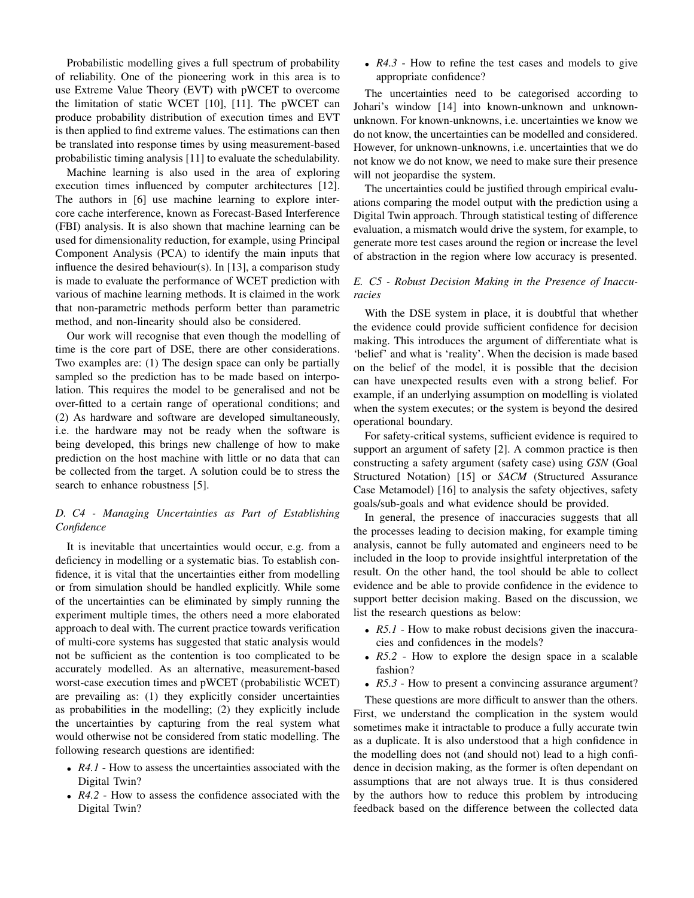Probabilistic modelling gives a full spectrum of probability of reliability. One of the pioneering work in this area is to use Extreme Value Theory (EVT) with pWCET to overcome the limitation of static WCET [10], [11]. The pWCET can produce probability distribution of execution times and EVT is then applied to find extreme values. The estimations can then be translated into response times by using measurement-based probabilistic timing analysis [11] to evaluate the schedulability.

Machine learning is also used in the area of exploring execution times influenced by computer architectures [12]. The authors in [6] use machine learning to explore inter-core cache interference, known as Forecast-Based Interference (FBI) analysis. It is also shown that machine learning can be used for dimensionality reduction, for example, using Principal Component Analysis (PCA) to identify the main inputs that influence the desired behaviour(s). In [13], a comparison study is made to evaluate the performance of WCET prediction with various of machine learning methods. It is claimed in the work that non-parametric methods perform better than parametric method, and non-linearity should also be considered.

Our work will recognise that even though the modelling of time is the core part of DSE, there are other considerations. Two examples are: (1) The design space can only be partially sampled so the prediction has to be made based on interpolation. This requires the model to be generalised and not be over-fitted to a certain range of operational conditions; and (2) As hardware and software are developed simultaneously, i.e. the hardware may not be ready when the software is being developed, this brings new challenge of how to make prediction on the host machine with little or no data that can be collected from the target. A solution could be to stress the search to enhance robustness [5].

### D. C4 - Managing Uncertainties as Part of Establishing Confidence

It is inevitable that uncertainties would occur, e.g. from a deficiency in modelling or a systematic bias. To establish confidence, it is vital that the uncertainties either from modelling or from simulation should be handled explicitly. While some of the uncertainties can be eliminated by simply running the experiment multiple times, the others need a more elaborated approach to deal with. The current practice towards verification of multi-core systems has suggested that static analysis would not be sufficient as the contention is too complicated to be accurately modelled. As an alternative, measurement-based worst-case execution times and pWCET (probabilistic WCET) are prevailing as: (1) they explicitly consider uncertainties as probabilities in the modelling; (2) they explicitly include the uncertainties by capturing from the real system what would otherwise not be considered from static modelling. The following research questions are identified:

- *R4.1* - How to assess the uncertainties associated with the Digital Twin?
- *R4.2* - How to assess the confidence associated with the Digital Twin?
- *R4.3* - How to refine the test cases and models to give appropriate confidence?

The uncertainties need to be categorised according to Johari's window [14] into known-unknown and unknown-unknown. For known-unknowns, i.e. uncertainties we know we do not know, the uncertainties can be modelled and considered. However, for unknown-unknowns, i.e. uncertainties that we do not know we do not know, we need to make sure their presence will not jeopardise the system.

The uncertainties could be justified through empirical evaluations comparing the model output with the prediction using a Digital Twin approach. Through statistical testing of difference evaluation, a mismatch would drive the system, for example, to generate more test cases around the region or increase the level of abstraction in the region where low accuracy is presented.

### E. C5 - Robust Decision Making in the Presence of Inaccuracies

With the DSE system in place, it is doubtful that whether the evidence could provide sufficient confidence for decision making. This introduces the argument of differentiate what is 'belief' and what is 'reality'. When the decision is made based on the belief of the model, it is possible that the decision can have unexpected results even with a strong belief. For example, if an underlying assumption on modelling is violated when the system executes; or the system is beyond the desired operational boundary.

For safety-critical systems, sufficient evidence is required to support an argument of safety [2]. A common practice is then constructing a safety argument (safety case) using *GSN* (Goal Structured Notation) [15] or *SACM* (Structured Assurance Case Metamodel) [16] to analysis the safety objectives, safety goals/sub-goals and what evidence should be provided.

In general, the presence of inaccuracies suggests that all the processes leading to decision making, for example timing analysis, cannot be fully automated and engineers need to be included in the loop to provide insightful interpretation of the result. On the other hand, the tool should be able to collect evidence and be able to provide confidence in the evidence to support better decision making. Based on the discussion, we list the research questions as below:

- *R5.1* - How to make robust decisions given the inaccuracies and confidences in the models?
- *R5.2* - How to explore the design space in a scalable fashion?
- *R5.3* - How to present a convincing assurance argument?

These questions are more difficult to answer than the others. First, we understand the complication in the system would sometimes make it intractable to produce a fully accurate twin as a duplicate. It is also understood that a high confidence in the modelling does not (and should not) lead to a high confidence in decision making, as the former is often dependant on assumptions that are not always true. It is thus considered by the authors how to reduce this problem by introducing feedback based on the difference between the collected data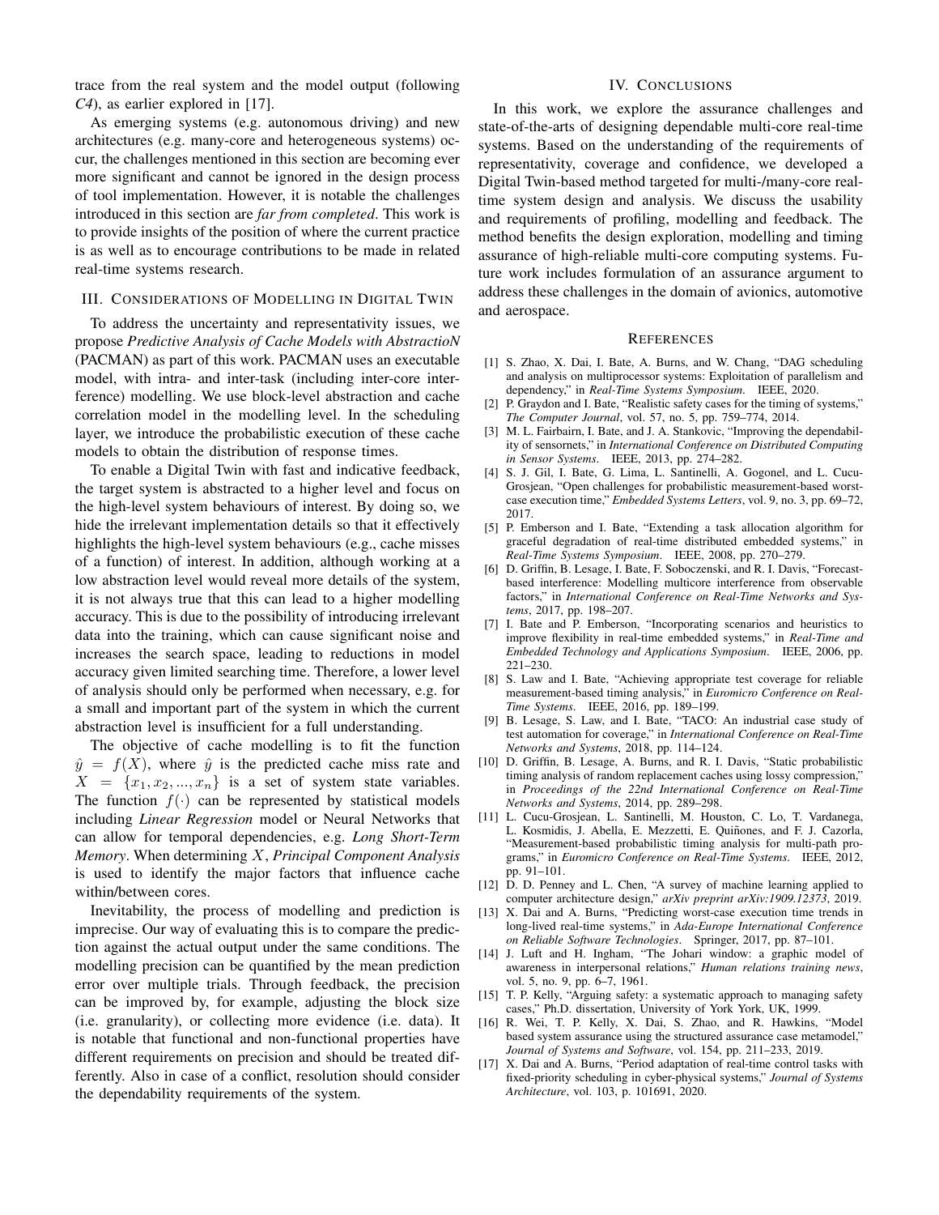trace from the real system and the model output (following *C4*), as earlier explored in [17].

As emerging systems (e.g. autonomous driving) and new architectures (e.g. many-core and heterogeneous systems) occur, the challenges mentioned in this section are becoming ever more significant and cannot be ignored in the design process of tool implementation. However, it is notable the challenges introduced in this section are *far from completed*. This work is to provide insights of the position of where the current practice is as well as to encourage contributions to be made in related real-time systems research.

## III. Considerations of Modelling in Digital Twin

To address the uncertainty and representativity issues, we propose *Predictive Analysis of Cache Models with AbstractioN* (PACMAN) as part of this work. PACMAN uses an executable model, with intra- and inter-task (including inter-core interference) modelling. We use block-level abstraction and cache correlation model in the modelling level. In the scheduling layer, we introduce the probabilistic execution of these cache models to obtain the distribution of response times.

To enable a Digital Twin with fast and indicative feedback, the target system is abstracted to a higher level and focus on the high-level system behaviours of interest. By doing so, we hide the irrelevant implementation details so that it effectively highlights the high-level system behaviours (e.g., cache misses of a function) of interest. In addition, although working at a low abstraction level would reveal more details of the system, it is not always true that this can lead to a higher modelling accuracy. This is due to the possibility of introducing irrelevant data into the training, which can cause significant noise and increases the search space, leading to reductions in model accuracy given limited searching time. Therefore, a lower level of analysis should only be performed when necessary, e.g. for a small and important part of the system in which the current abstraction level is insufficient for a full understanding.

The objective of cache modelling is to fit the function $\hat{y} = f(X)$, where $\hat{y}$ is the predicted cache miss rate and $X = \{x_1, x_2, ..., x_n\}$ is a set of system state variables. The function $f(\cdot)$ can be represented by statistical models including *Linear Regression* model or Neural Networks that can allow for temporal dependencies, e.g. *Long Short-Term Memory*. When determining $X$, *Principal Component Analysis* is used to identify the major factors that influence cache within/between cores.

Inevitability, the process of modelling and prediction is imprecise. Our way of evaluating this is to compare the prediction against the actual output under the same conditions. The modelling precision can be quantified by the mean prediction error over multiple trials. Through feedback, the precision can be improved by, for example, adjusting the block size (i.e. granularity), or collecting more evidence (i.e. data). It is notable that functional and non-functional properties have different requirements on precision and should be treated differently. Also in case of a conflict, resolution should consider the dependability requirements of the system.

## IV. Conclusions

In this work, we explore the assurance challenges and state-of-the-arts of designing dependable multi-core real-time systems. Based on the understanding of the requirements of representativity, coverage and confidence, we developed a Digital Twin-based method targeted for multi-/many-core real-time system design and analysis. We discuss the usability and requirements of profiling, modelling and feedback. The method benefits the design exploration, modelling and timing assurance of high-reliable multi-core computing systems. Future work includes formulation of an assurance argument to address these challenges in the domain of avionics, automotive and aerospace.

## References

[1] S. Zhao, X. Dai, I. Bate, A. Burns, and W. Chang, "DAG scheduling and analysis on multiprocessor systems: Exploitation of parallelism and dependency," in *Real-Time Systems Symposium*. IEEE, 2020.

[2] P. Graydon and I. Bate, "Realistic safety cases for the timing of systems," *The Computer Journal*, vol. 57, no. 5, pp. 759–774, 2014.

[3] M. L. Fairbairn, I. Bate, and J. A. Stankovic, "Improving the dependability of sensornets," in *International Conference on Distributed Computing in Sensor Systems*. IEEE, 2013, pp. 274–282.

[4] S. J. Gil, I. Bate, G. Lima, L. Santinelli, A. Gogonel, and L. Cucu-Grosjean, "Open challenges for probabilistic measurement-based worst-case execution time," *Embedded Systems Letters*, vol. 9, no. 3, pp. 69–72, 2017.

[5] P. Emberson and I. Bate, "Extending a task allocation algorithm for graceful degradation of real-time distributed embedded systems," in *Real-Time Systems Symposium*. IEEE, 2008, pp. 270–279.

[6] D. Griffin, B. Lesage, I. Bate, F. Soboczenski, and R. I. Davis, "Forecast-based interference: Modelling multicore interference from observable factors," in *International Conference on Real-Time Networks and Systems*, 2017, pp. 198–207.

[7] I. Bate and P. Emberson, "Incorporating scenarios and heuristics to improve flexibility in real-time embedded systems," in *Real-Time and Embedded Technology and Applications Symposium*. IEEE, 2006, pp. 221–230.

[8] S. Law and I. Bate, "Achieving appropriate test coverage for reliable measurement-based timing analysis," in *Euromicro Conference on Real-Time Systems*. IEEE, 2016, pp. 189–199.

[9] B. Lesage, S. Law, and I. Bate, "TACO: An industrial case study of test automation for coverage," in *International Conference on Real-Time Networks and Systems*, 2018, pp. 114–124.

[10] D. Griffin, B. Lesage, A. Burns, and R. I. Davis, "Static probabilistic timing analysis of random replacement caches using lossy compression," in *Proceedings of the 22nd International Conference on Real-Time Networks and Systems*, 2014, pp. 289–298.

[11] L. Cucu-Grosjean, L. Santinelli, M. Houston, C. Lo, T. Vardanega, L. Kosmidis, J. Abella, E. Mezzetti, E. Quiñones, and F. J. Cazorla, "Measurement-based probabilistic timing analysis for multi-path programs," in *Euromicro Conference on Real-Time Systems*. IEEE, 2012, pp. 91–101.

[12] D. D. Penney and L. Chen, "A survey of machine learning applied to computer architecture design," *arXiv preprint arXiv:1909.12373*, 2019.

[13] X. Dai and A. Burns, "Predicting worst-case execution time trends in long-lived real-time systems," in *Ada-Europe International Conference on Reliable Software Technologies*. Springer, 2017, pp. 87–101.

[14] J. Luft and H. Ingham, "The Johari window: a graphic model of awareness in interpersonal relations," *Human relations training news*, vol. 5, no. 9, pp. 6–7, 1961.

[15] T. P. Kelly, "Arguing safety: a systematic approach to managing safety cases," Ph.D. dissertation, University of York York, UK, 1999.

[16] R. Wei, T. P. Kelly, X. Dai, S. Zhao, and R. Hawkins, "Model based system assurance using the structured assurance case metamodel," *Journal of Systems and Software*, vol. 154, pp. 211–233, 2019.

[17] X. Dai and A. Burns, "Period adaptation of real-time control tasks with fixed-priority scheduling in cyber-physical systems," *Journal of Systems Architecture*, vol. 103, p. 101691, 2020.